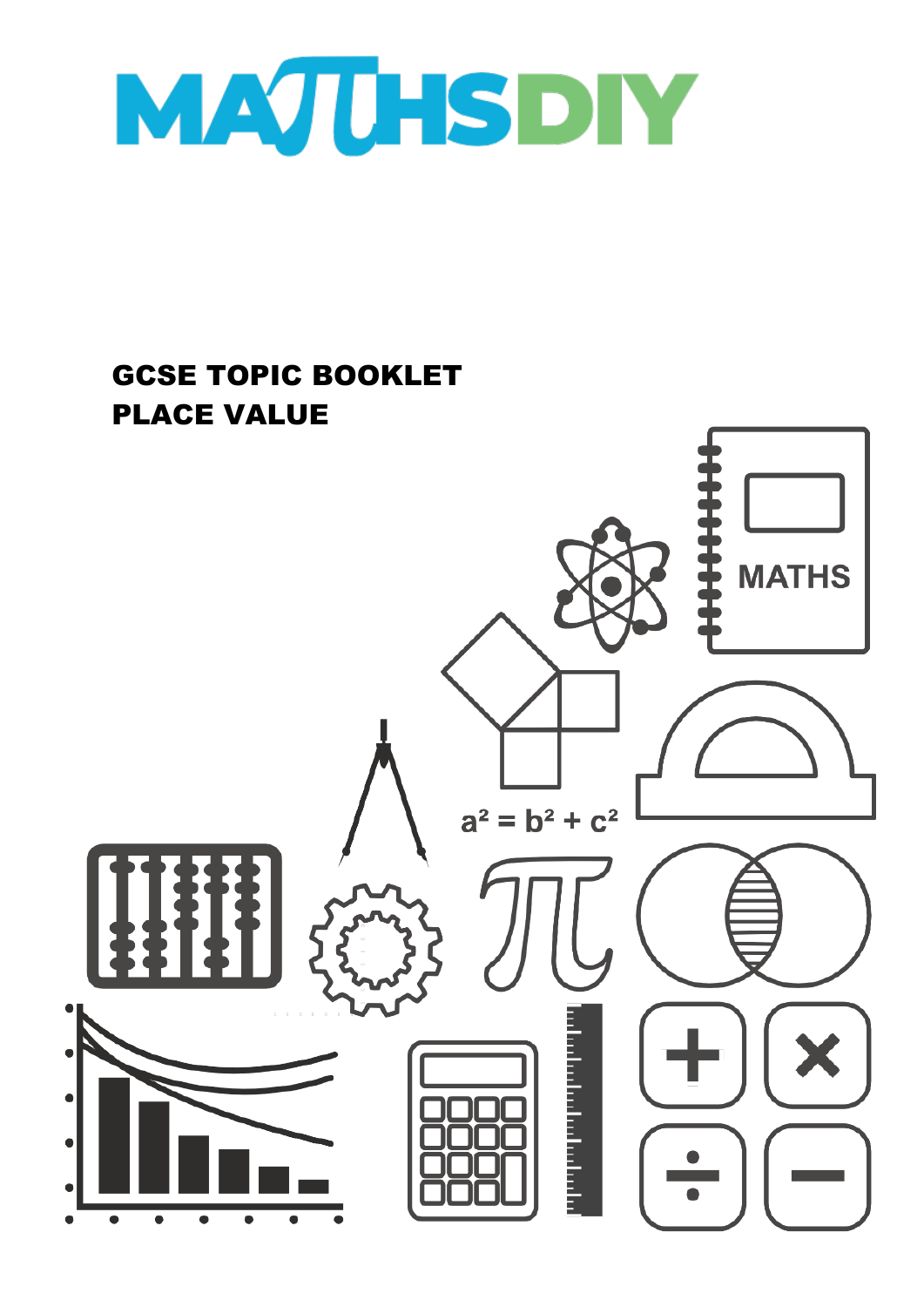# MATHSDIY

## GCSE TOPIC BOOKLET
## PLACE VALUE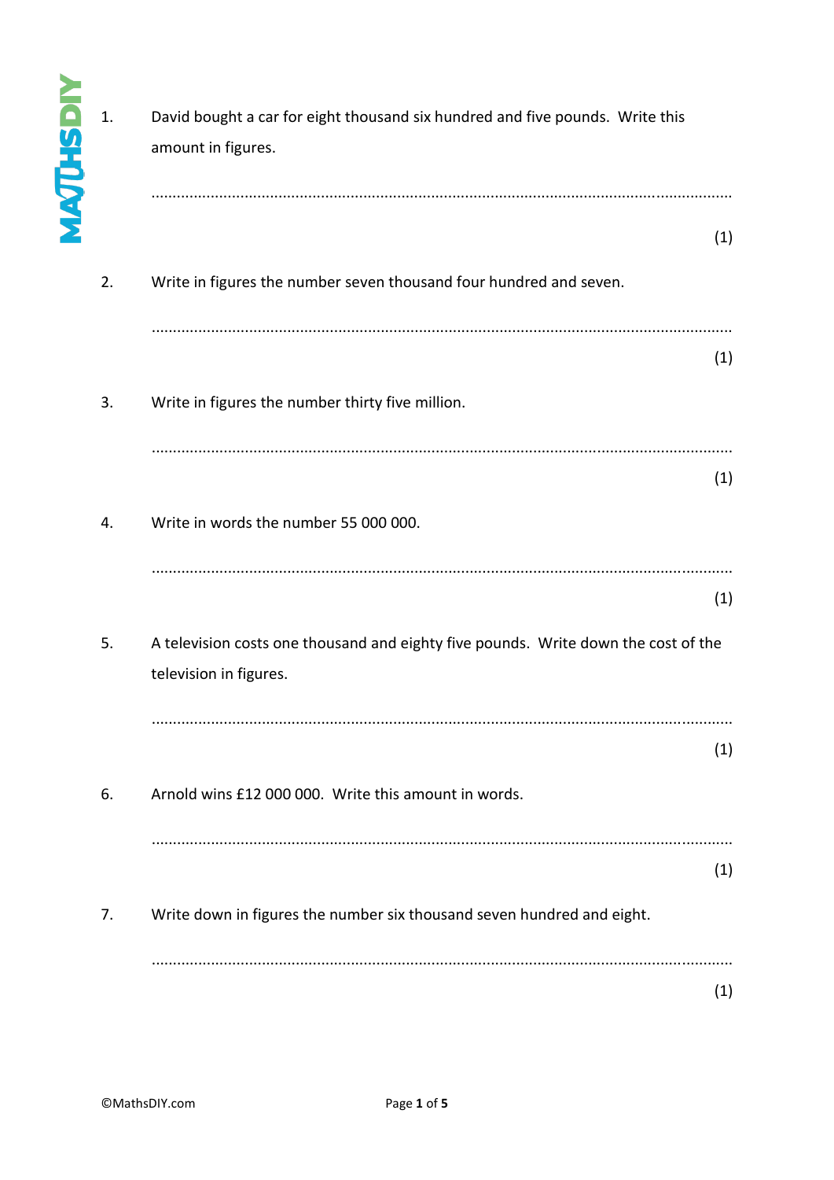1. David bought a car for eight thousand six hundred and five pounds. Write this amount in figures.

.......................................................................................................................................

(1)

2. Write in figures the number seven thousand four hundred and seven.

.......................................................................................................................................

(1)

3. Write in figures the number thirty five million.

.......................................................................................................................................

(1)

4. Write in words the number 55 000 000.

.......................................................................................................................................

(1)

5. A television costs one thousand and eighty five pounds. Write down the cost of the television in figures.

.......................................................................................................................................

(1)

6. Arnold wins £12 000 000. Write this amount in words.

.......................................................................................................................................

(1)

7. Write down in figures the number six thousand seven hundred and eight.

.......................................................................................................................................

(1)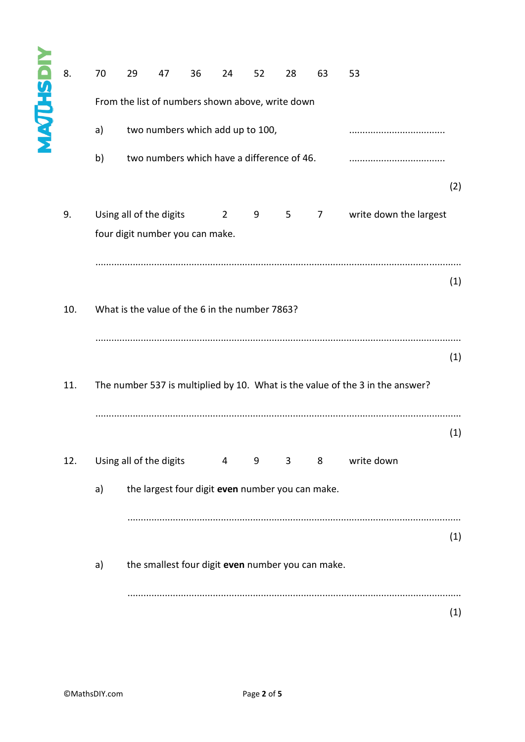8. 70 29 47 36 24 52 28 63 53

From the list of numbers shown above, write down

a) two numbers which add up to 100, ....................................

b) two numbers which have a difference of 46. ....................................

(2)

9. Using all of the digits 2 9 5 7 write down the largest four digit number you can make.

..........................................................................................................................................

(1)

10. What is the value of the 6 in the number 7863?

..........................................................................................................................................

(1)

11. The number 537 is multiplied by 10. What is the value of the 3 in the answer?

..........................................................................................................................................

(1)

12. Using all of the digits 4 9 3 8 write down

a) the largest four digit **even** number you can make.

..........................................................................................................................................

(1)

a) the smallest four digit **even** number you can make.

..........................................................................................................................................

(1)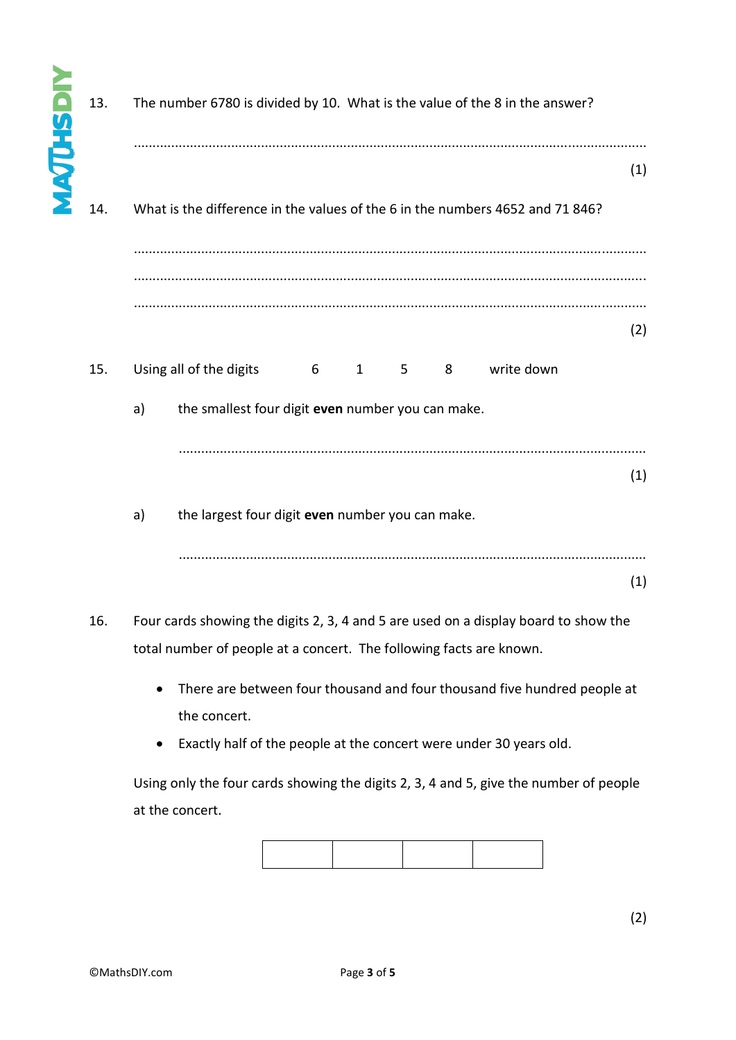13. The number 6780 is divided by 10. What is the value of the 8 in the answer?

.......................................................................................................................................

(1)

14. What is the difference in the values of the 6 in the numbers 4652 and 71 846?

.......................................................................................................................................

.......................................................................................................................................

.......................................................................................................................................

(2)

15. Using all of the digits 6 1 5 8 write down

a) the smallest four digit **even** number you can make.

.......................................................................................................................................

(1)

a) the largest four digit **even** number you can make.

.......................................................................................................................................

(1)

16. Four cards showing the digits 2, 3, 4 and 5 are used on a display board to show the total number of people at a concert. The following facts are known.

- There are between four thousand and four thousand five hundred people at the concert.
- Exactly half of the people at the concert were under 30 years old.

Using only the four cards showing the digits 2, 3, 4 and 5, give the number of people at the concert.

| | | | |
|---|---|---|---|
| | | | |

(2)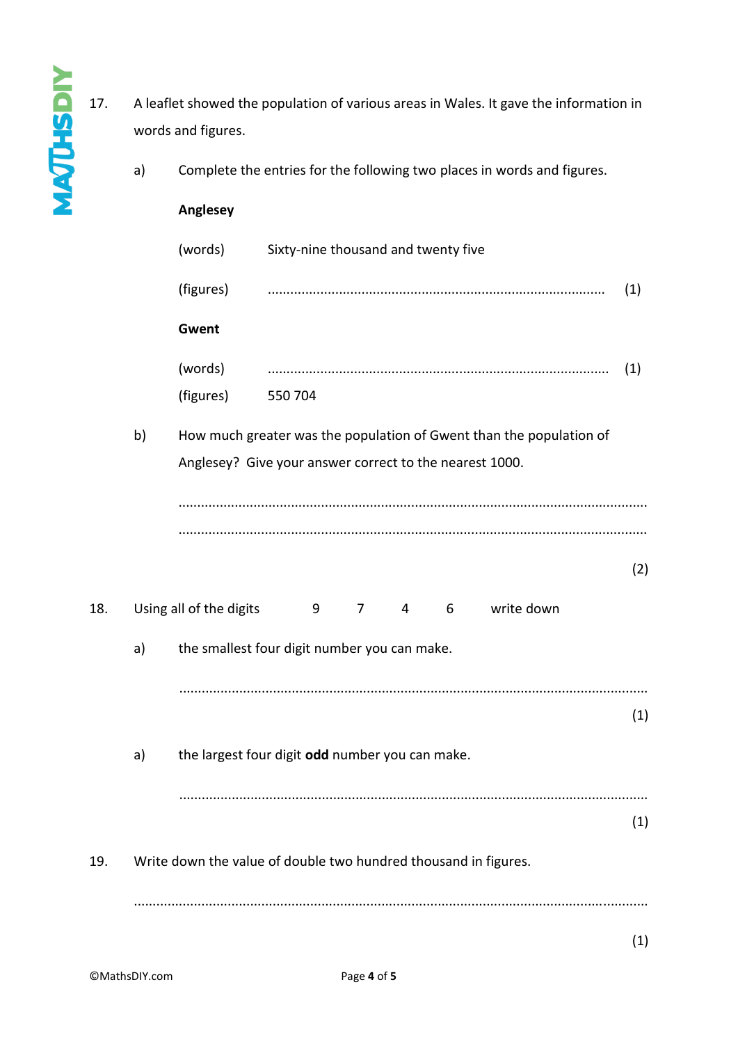17. A leaflet showed the population of various areas in Wales. It gave the information in words and figures.

   a) Complete the entries for the following two places in words and figures.

   **Anglesey**

   (words) Sixty-nine thousand and twenty five

   (figures) .......................................................................................... (1)

   **Gwent**

   (words) .......................................................................................... (1)

   (figures) 550 704

   b) How much greater was the population of Gwent than the population of Anglesey? Give your answer correct to the nearest 1000.

   ..........................................................................................................................

   ..........................................................................................................................

   (2)

18. Using all of the digits 9 7 4 6 write down

   a) the smallest four digit number you can make.

   ..........................................................................................................................

   (1)

   a) the largest four digit **odd** number you can make.

   ..........................................................................................................................

   (1)

19. Write down the value of double two hundred thousand in figures.

   ..........................................................................................................................

   (1)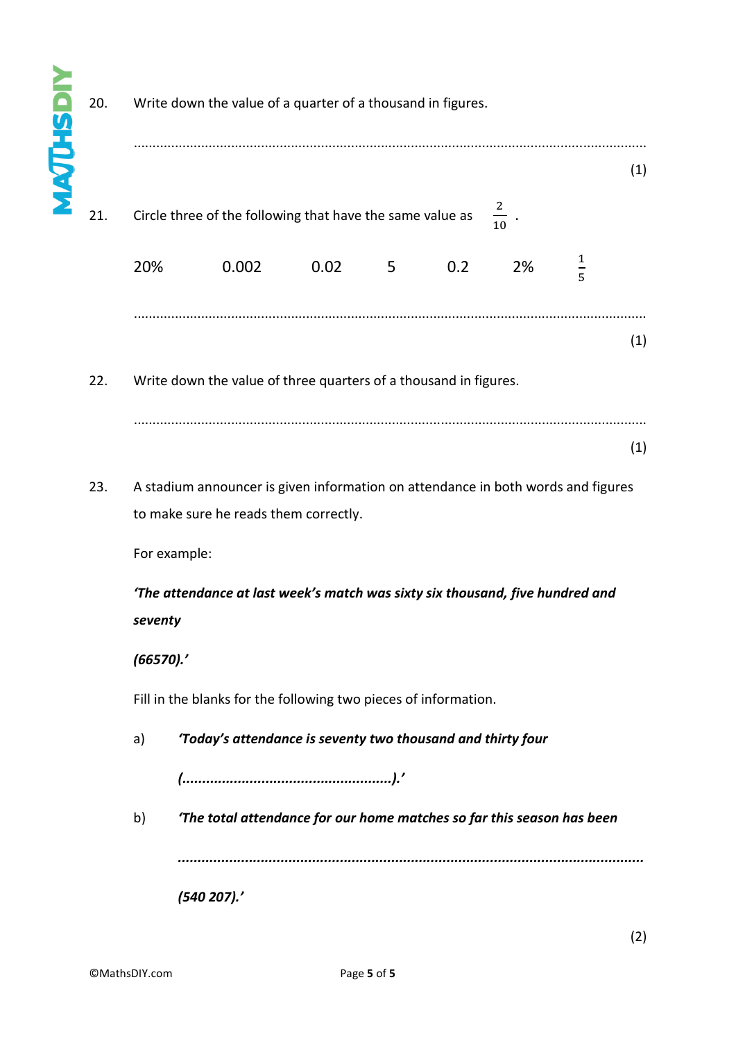20. Write down the value of a quarter of a thousand in figures.

.......................................................................................................................................

(1)

21. Circle three of the following that have the same value as $\frac{2}{10}$ .

20% 0.002 0.02 5 0.2 2% $\frac{1}{5}$

.......................................................................................................................................

(1)

22. Write down the value of three quarters of a thousand in figures.

.......................................................................................................................................

(1)

23. A stadium announcer is given information on attendance in both words and figures to make sure he reads them correctly.

For example:

***'The attendance at last week's match was sixty six thousand, five hundred and seventy***

***(66570).'***

Fill in the blanks for the following two pieces of information.

a) ***'Today's attendance is seventy two thousand and thirty four***

***(.....................................................).'***

b) ***'The total attendance for our home matches so far this season has been***

***.......................................................................................................................***

***(540 207).'***

(2)